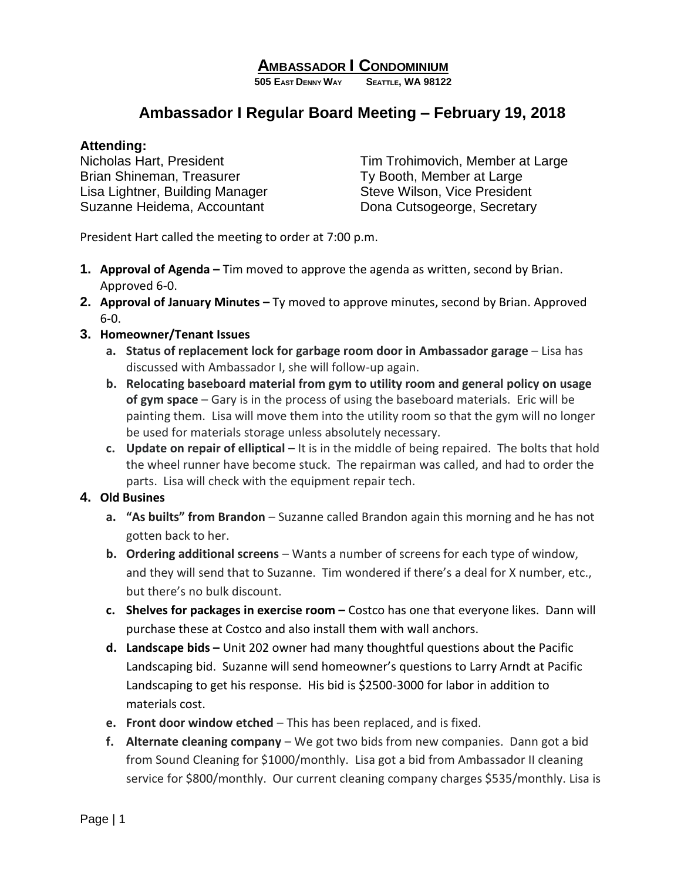# Ambassador I Condominium

**505 East Denny Way    Seattle, WA 98122**

## Ambassador I Regular Board Meeting – February 19, 2018

### Attending:

Nicholas Hart, President
Brian Shineman, Treasurer
Lisa Lightner, Building Manager
Suzanne Heidema, Accountant
Tim Trohimovich, Member at Large
Ty Booth, Member at Large
Steve Wilson, Vice President
Dona Cutsogeorge, Secretary

President Hart called the meeting to order at 7:00 p.m.

1. **Approval of Agenda –** Tim moved to approve the agenda as written, second by Brian. Approved 6-0.
2. **Approval of January Minutes –** Ty moved to approve minutes, second by Brian. Approved 6-0.
3. **Homeowner/Tenant Issues**
   a. **Status of replacement lock for garbage room door in Ambassador garage** – Lisa has discussed with Ambassador I, she will follow-up again.
   b. **Relocating baseboard material from gym to utility room and general policy on usage of gym space** – Gary is in the process of using the baseboard materials. Eric will be painting them. Lisa will move them into the utility room so that the gym will no longer be used for materials storage unless absolutely necessary.
   c. **Update on repair of elliptical** – It is in the middle of being repaired. The bolts that hold the wheel runner have become stuck. The repairman was called, and had to order the parts. Lisa will check with the equipment repair tech.
4. **Old Busines**
   a. **"As builts" from Brandon** – Suzanne called Brandon again this morning and he has not gotten back to her.
   b. **Ordering additional screens** – Wants a number of screens for each type of window, and they will send that to Suzanne. Tim wondered if there's a deal for X number, etc., but there's no bulk discount.
   c. **Shelves for packages in exercise room –** Costco has one that everyone likes. Dann will purchase these at Costco and also install them with wall anchors.
   d. **Landscape bids –** Unit 202 owner had many thoughtful questions about the Pacific Landscaping bid. Suzanne will send homeowner's questions to Larry Arndt at Pacific Landscaping to get his response. His bid is $2500-3000 for labor in addition to materials cost.
   e. **Front door window etched** – This has been replaced, and is fixed.
   f. **Alternate cleaning company** – We got two bids from new companies. Dann got a bid from Sound Cleaning for $1000/monthly. Lisa got a bid from Ambassador II cleaning service for $800/monthly. Our current cleaning company charges $535/monthly. Lisa is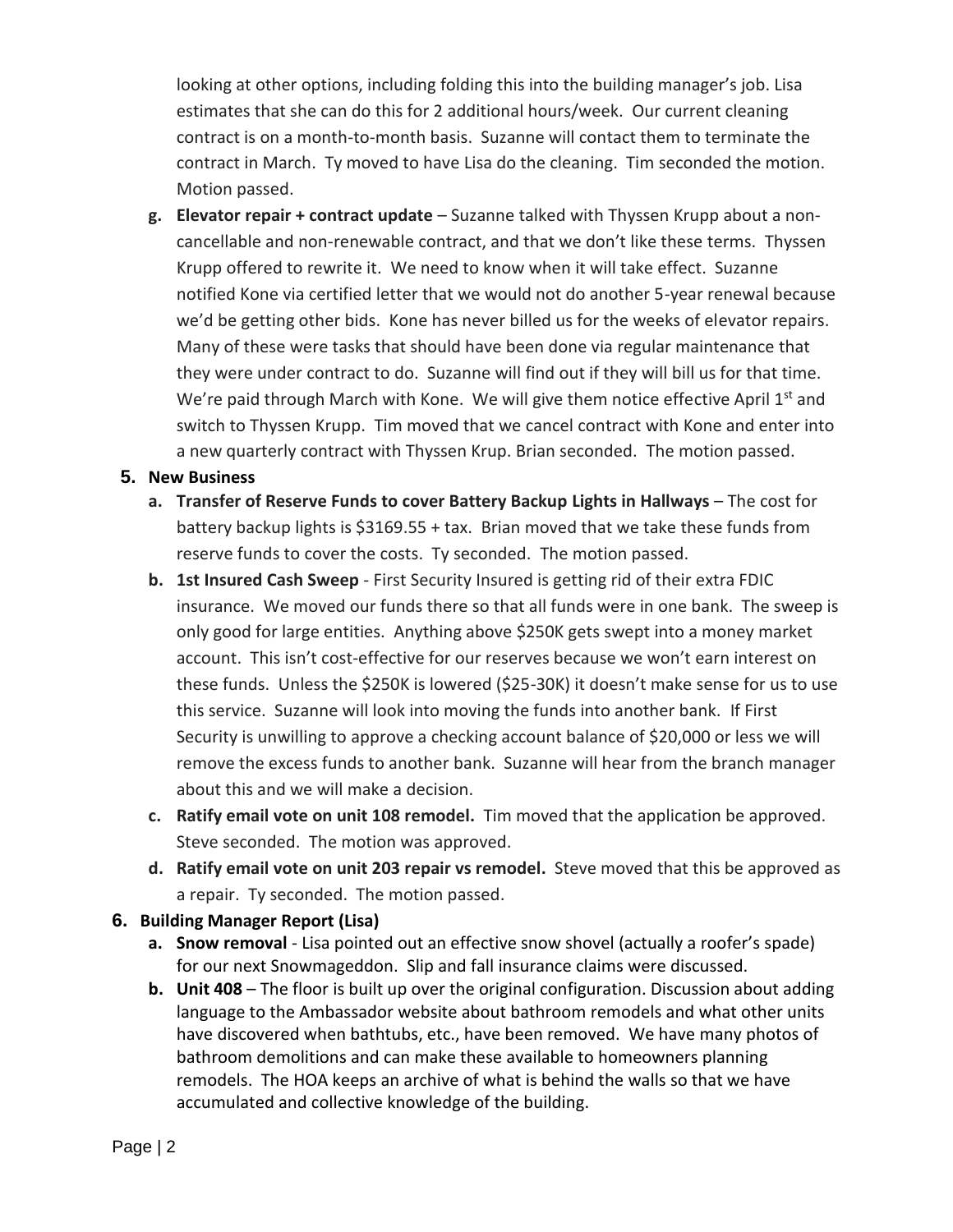looking at other options, including folding this into the building manager's job. Lisa estimates that she can do this for 2 additional hours/week. Our current cleaning contract is on a month-to-month basis. Suzanne will contact them to terminate the contract in March. Ty moved to have Lisa do the cleaning. Tim seconded the motion. Motion passed.

g. **Elevator repair + contract update** – Suzanne talked with Thyssen Krupp about a non-cancellable and non-renewable contract, and that we don't like these terms. Thyssen Krupp offered to rewrite it. We need to know when it will take effect. Suzanne notified Kone via certified letter that we would not do another 5-year renewal because we'd be getting other bids. Kone has never billed us for the weeks of elevator repairs. Many of these were tasks that should have been done via regular maintenance that they were under contract to do. Suzanne will find out if they will bill us for that time. We're paid through March with Kone. We will give them notice effective April 1st and switch to Thyssen Krupp. Tim moved that we cancel contract with Kone and enter into a new quarterly contract with Thyssen Krup. Brian seconded. The motion passed.

**5. New Business**

a. **Transfer of Reserve Funds to cover Battery Backup Lights in Hallways** – The cost for battery backup lights is $3169.55 + tax. Brian moved that we take these funds from reserve funds to cover the costs. Ty seconded. The motion passed.

b. **1st Insured Cash Sweep** - First Security Insured is getting rid of their extra FDIC insurance. We moved our funds there so that all funds were in one bank. The sweep is only good for large entities. Anything above $250K gets swept into a money market account. This isn't cost-effective for our reserves because we won't earn interest on these funds. Unless the $250K is lowered ($25-30K) it doesn't make sense for us to use this service. Suzanne will look into moving the funds into another bank. If First Security is unwilling to approve a checking account balance of $20,000 or less we will remove the excess funds to another bank. Suzanne will hear from the branch manager about this and we will make a decision.

c. **Ratify email vote on unit 108 remodel.** Tim moved that the application be approved. Steve seconded. The motion was approved.

d. **Ratify email vote on unit 203 repair vs remodel.** Steve moved that this be approved as a repair. Ty seconded. The motion passed.

**6. Building Manager Report (Lisa)**

a. **Snow removal** - Lisa pointed out an effective snow shovel (actually a roofer's spade) for our next Snowmageddon. Slip and fall insurance claims were discussed.

b. **Unit 408** – The floor is built up over the original configuration. Discussion about adding language to the Ambassador website about bathroom remodels and what other units have discovered when bathtubs, etc., have been removed. We have many photos of bathroom demolitions and can make these available to homeowners planning remodels. The HOA keeps an archive of what is behind the walls so that we have accumulated and collective knowledge of the building.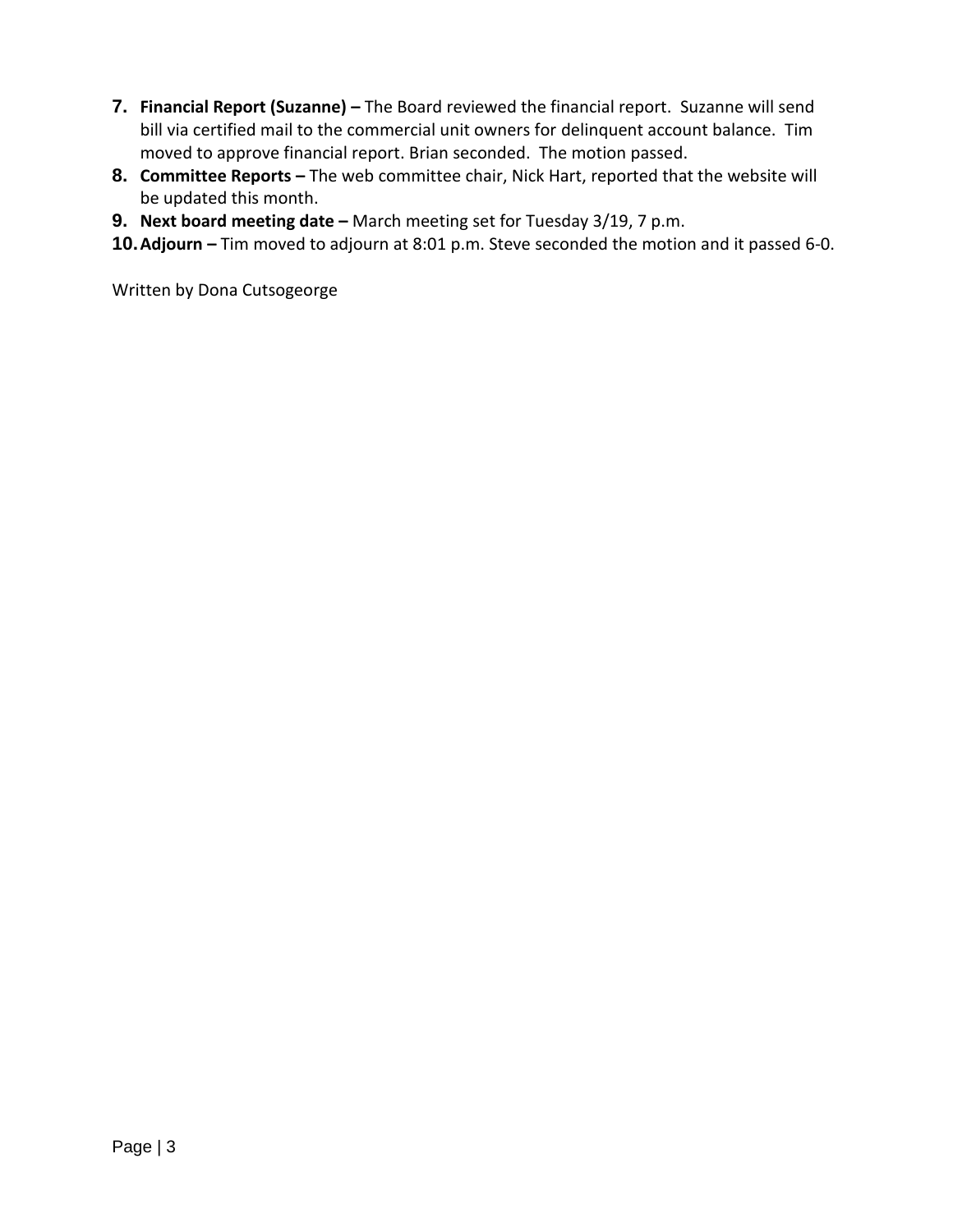7. **Financial Report (Suzanne) –** The Board reviewed the financial report. Suzanne will send bill via certified mail to the commercial unit owners for delinquent account balance. Tim moved to approve financial report. Brian seconded. The motion passed.
8. **Committee Reports –** The web committee chair, Nick Hart, reported that the website will be updated this month.
9. **Next board meeting date –** March meeting set for Tuesday 3/19, 7 p.m.
10. **Adjourn –** Tim moved to adjourn at 8:01 p.m. Steve seconded the motion and it passed 6-0.

Written by Dona Cutsogeorge